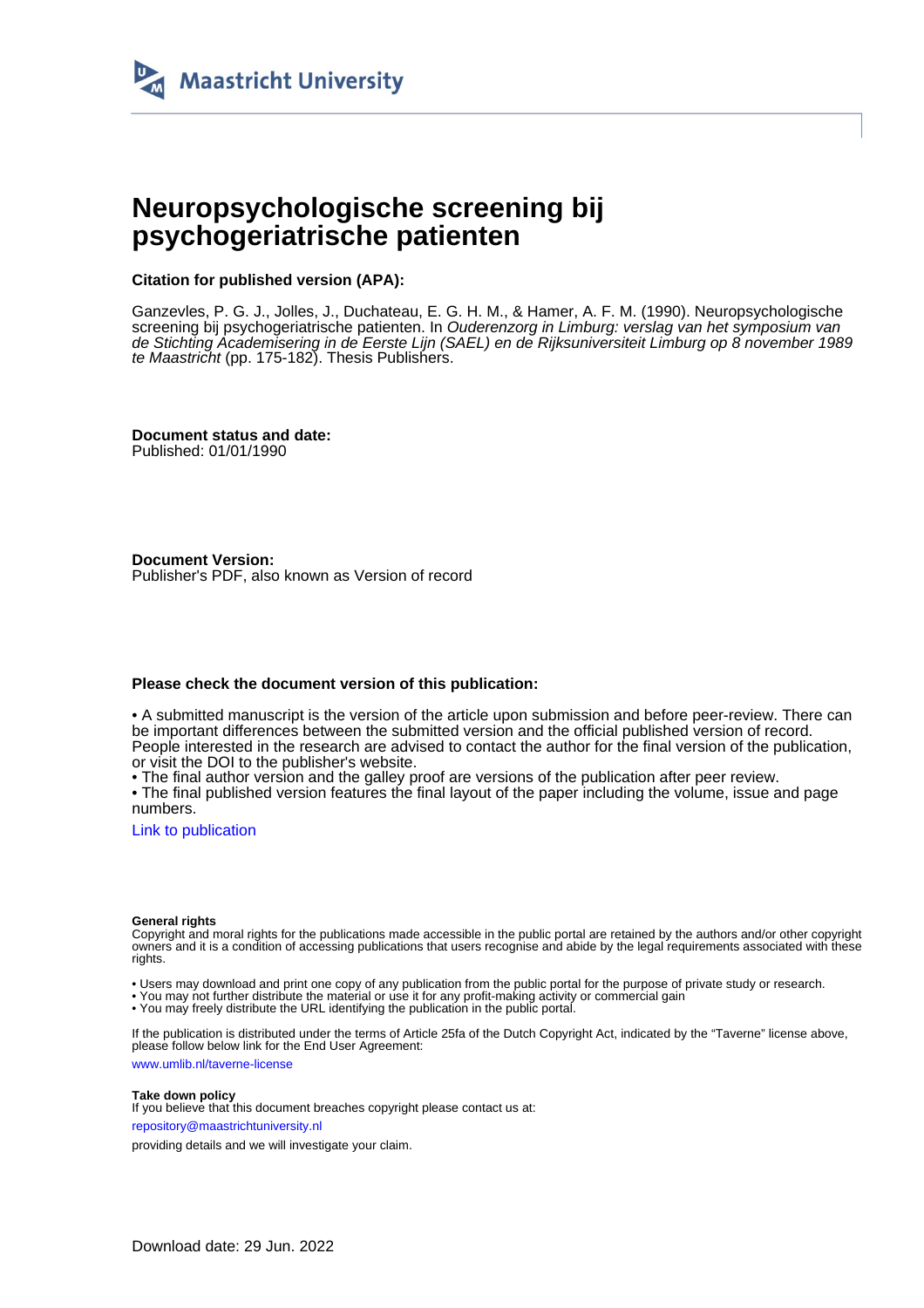Maastricht University

# Neuropsychologische screening bij psychogeriatrische patienten

**Citation for published version (APA):**

Ganzevles, P. G. J., Jolles, J., Duchateau, E. G. H. M., & Hamer, A. F. M. (1990). Neuropsychologische screening bij psychogeriatrische patienten. In *Ouderenzorg in Limburg: verslag van het symposium van de Stichting Academisering in de Eerste Lijn (SAEL) en de Rijksuniversiteit Limburg op 8 november 1989 te Maastricht* (pp. 175-182). Thesis Publishers.

**Document status and date:**
Published: 01/01/1990

**Document Version:**
Publisher's PDF, also known as Version of record

**Please check the document version of this publication:**

• A submitted manuscript is the version of the article upon submission and before peer-review. There can be important differences between the submitted version and the official published version of record. People interested in the research are advised to contact the author for the final version of the publication, or visit the DOI to the publisher's website.
• The final author version and the galley proof are versions of the publication after peer review.
• The final published version features the final layout of the paper including the volume, issue and page numbers.

Link to publication

**General rights**
Copyright and moral rights for the publications made accessible in the public portal are retained by the authors and/or other copyright owners and it is a condition of accessing publications that users recognise and abide by the legal requirements associated with these rights.

• Users may download and print one copy of any publication from the public portal for the purpose of private study or research.
• You may not further distribute the material or use it for any profit-making activity or commercial gain
• You may freely distribute the URL identifying the publication in the public portal.

If the publication is distributed under the terms of Article 25fa of the Dutch Copyright Act, indicated by the "Taverne" license above, please follow below link for the End User Agreement:

www.umlib.nl/taverne-license

**Take down policy**
If you believe that this document breaches copyright please contact us at:

repository@maastrichtuniversity.nl

providing details and we will investigate your claim.

Download date: 29 Jun. 2022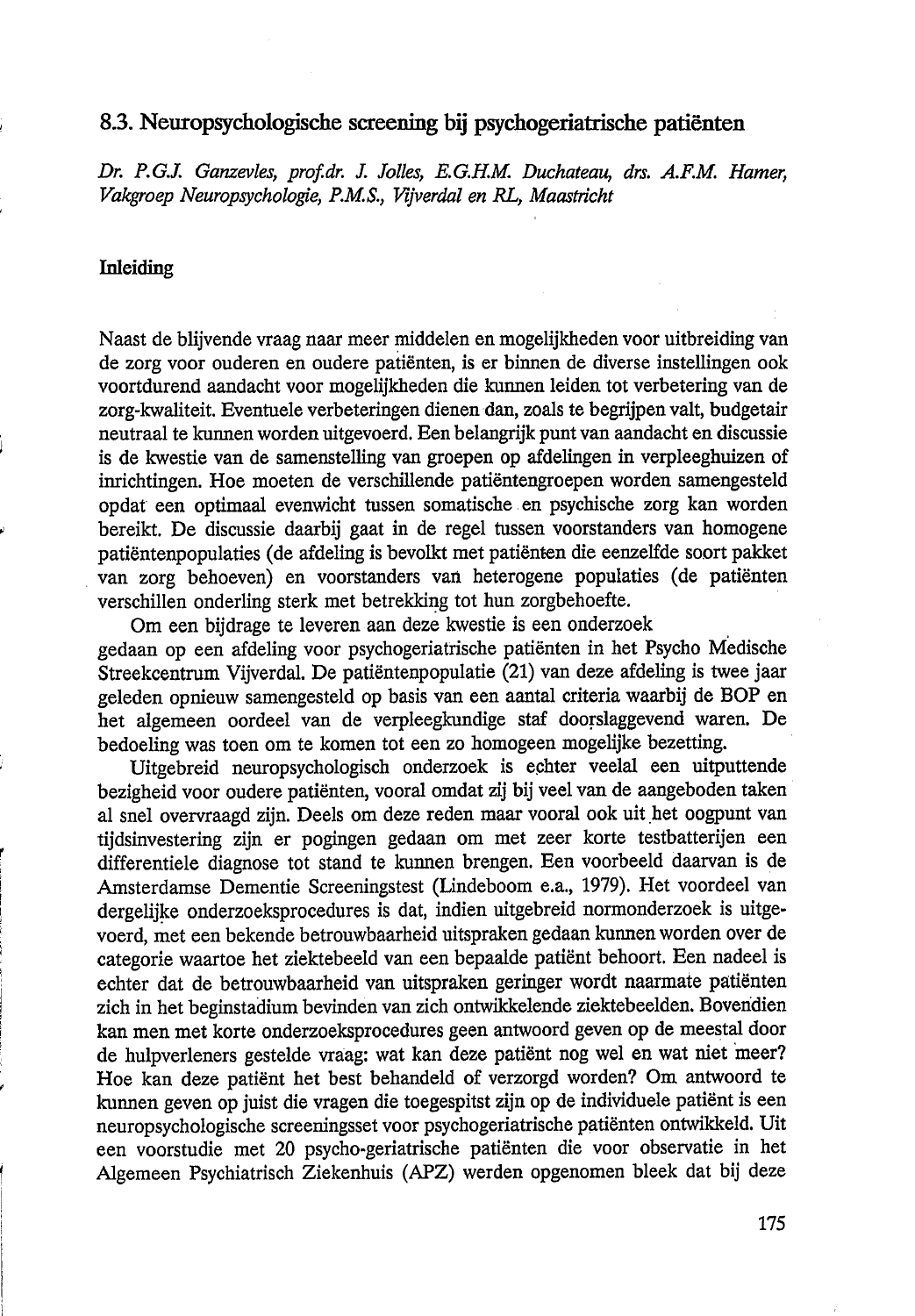## 8.3. Neuropsychologische screening bij psychogeriatrische patiënten

*Dr. P.G.J. Ganzevles, prof.dr. J. Jolles, E.G.H.M. Duchateau, drs. A.F.M. Hamer, Vakgroep Neuropsychologie, P.M.S., Vijverdal en RL, Maastricht*

### Inleiding

Naast de blijvende vraag naar meer middelen en mogelijkheden voor uitbreiding van de zorg voor ouderen en oudere patiënten, is er binnen de diverse instellingen ook voortdurend aandacht voor mogelijkheden die kunnen leiden tot verbetering van de zorg-kwaliteit. Eventuele verbeteringen dienen dan, zoals te begrijpen valt, budgetair neutraal te kunnen worden uitgevoerd. Een belangrijk punt van aandacht en discussie is de kwestie van de samenstelling van groepen op afdelingen in verpleeghuizen of inrichtingen. Hoe moeten de verschillende patiëntengroepen worden samengesteld opdat een optimaal evenwicht tussen somatische en psychische zorg kan worden bereikt. De discussie daarbij gaat in de regel tussen voorstanders van homogene patiëntenpopulaties (de afdeling is bevolkt met patiënten die eenzelfde soort pakket van zorg behoeven) en voorstanders van heterogene populaties (de patiënten verschillen onderling sterk met betrekking tot hun zorgbehoefte.

Om een bijdrage te leveren aan deze kwestie is een onderzoek gedaan op een afdeling voor psychogeriatrische patiënten in het Psycho Medische Streekcentrum Vijverdal. De patiëntenpopulatie (21) van deze afdeling is twee jaar geleden opnieuw samengesteld op basis van een aantal criteria waarbij de BOP en het algemeen oordeel van de verpleegkundige staf doorslaggevend waren. De bedoeling was toen om te komen tot een zo homogeen mogelijke bezetting.

Uitgebreid neuropsychologisch onderzoek is echter veelal een uitputtende bezigheid voor oudere patiënten, vooral omdat zij bij veel van de aangeboden taken al snel overvraagd zijn. Deels om deze reden maar vooral ook uit het oogpunt van tijdsinvestering zijn er pogingen gedaan om met zeer korte testbatterijen een differentiele diagnose tot stand te kunnen brengen. Een voorbeeld daarvan is de Amsterdamse Dementie Screeningstest (Lindeboom e.a., 1979). Het voordeel van dergelijke onderzoeksprocedures is dat, indien uitgebreid normonderzoek is uitgevoerd, met een bekende betrouwbaarheid uitspraken gedaan kunnen worden over de categorie waartoe het ziektebeeld van een bepaalde patiënt behoort. Een nadeel is echter dat de betrouwbaarheid van uitspraken geringer wordt naarmate patiënten zich in het beginstadium bevinden van zich ontwikkelende ziektebeelden. Bovendien kan men met korte onderzoeksprocedures geen antwoord geven op de meestal door de hulpverleners gestelde vraag: wat kan deze patiënt nog wel en wat niet meer? Hoe kan deze patiënt het best behandeld of verzorgd worden? Om antwoord te kunnen geven op juist die vragen die toegespitst zijn op de individuele patiënt is een neuropsychologische screeningsset voor psychogeriatrische patiënten ontwikkeld. Uit een voorstudie met 20 psycho-geriatrische patiënten die voor observatie in het Algemeen Psychiatrisch Ziekenhuis (APZ) werden opgenomen bleek dat bij deze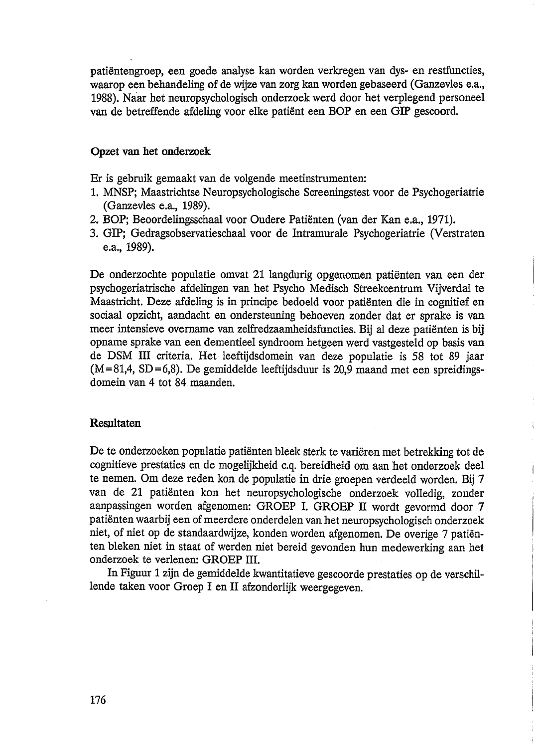patiëntengroep, een goede analyse kan worden verkregen van dys- en restfuncties, waarop een behandeling of de wijze van zorg kan worden gebaseerd (Ganzevles e.a., 1988). Naar het neuropsychologisch onderzoek werd door het verplegend personeel van de betreffende afdeling voor elke patiënt een BOP en een GIP gescoord.

## Opzet van het onderzoek

Er is gebruik gemaakt van de volgende meetinstrumenten:

1. MNSP; Maastrichtse Neuropsychologische Screeningstest voor de Psychogeriatrie (Ganzevles e.a., 1989).
2. BOP; Beoordelingsschaal voor Oudere Patiënten (van der Kan e.a., 1971).
3. GIP; Gedragsobservatieschaal voor de Intramurale Psychogeriatrie (Verstraten e.a., 1989).

De onderzochte populatie omvat 21 langdurig opgenomen patiënten van een der psychogeriatrische afdelingen van het Psycho Medisch Streekcentrum Vijverdal te Maastricht. Deze afdeling is in principe bedoeld voor patiënten die in cognitief en sociaal opzicht, aandacht en ondersteuning behoeven zonder dat er sprake is van meer intensievere overname van zelfredzaamheidsfuncties. Bij al deze patiënten is bij opname sprake van een dementieel syndroom hetgeen werd vastgesteld op basis van de DSM III criteria. Het leeftijdsdomein van deze populatie is 58 tot 89 jaar (M=81,4, SD=6,8). De gemiddelde leeftijdsduur is 20,9 maand met een spreidingsdomein van 4 tot 84 maanden.

## Resultaten

De te onderzoeken populatie patiënten bleek sterk te variëren met betrekking tot de cognitieve prestaties en de mogelijkheid c.q. bereidheid om aan het onderzoek deel te nemen. Om deze reden kon de populatie in drie groepen verdeeld worden. Bij 7 van de 21 patiënten kon het neuropsychologische onderzoek volledig, zonder aanpassingen worden afgenomen: GROEP I. GROEP II wordt gevormd door 7 patiënten waarbij een of meerdere onderdelen van het neuropsychologisch onderzoek niet, of niet op de standaardwijze, konden worden afgenomen. De overige 7 patiënten bleken niet in staat of werden niet bereid gevonden hun medewerking aan het onderzoek te verlenen: GROEP III.

In Figuur 1 zijn de gemiddelde kwantitatieve gescoorde prestaties op de verschillende taken voor Groep I en II afzonderlijk weergegeven.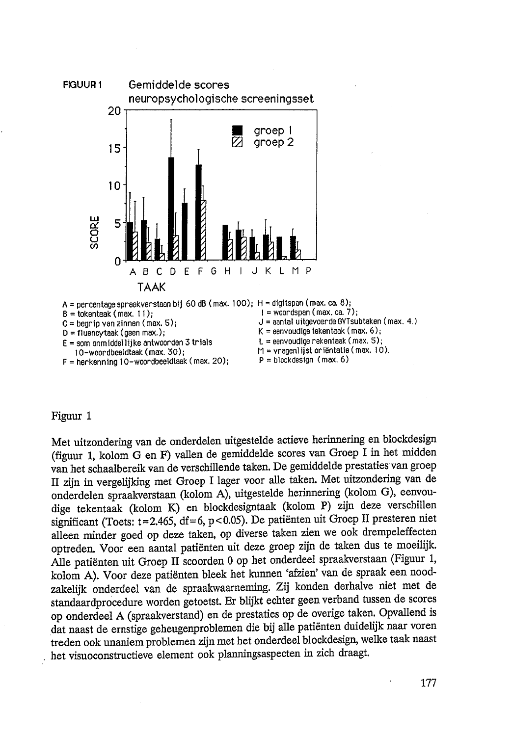FIGUUR 1 Gemiddelde scores neuropsychologische screeningsset

20

15

10

5

0

SCORE

groep 1

groep 2

A B C D E F G H I J K L M P

TAAK

A = percentage spraakverstaan bij 60 dB (max. 100);
B = tokentaak (max. 11);
C = begrip van zinnen (max. 5);
D = fluencytaak (geen max.);
E = som onmiddellijke antwoorden 3 trials 10-woordbeeldtaak (max. 30);
F = herkenning 10-woordbeeldtaak (max. 20);
H = digitspan (max. ca. 8);
I = woordspan (max. ca. 7);
J = aantal uitgevoerde GVTsubtaken (max. 4.)
K = eenvoudige tekentaak (max. 6);
L = eenvoudige rekentaak (max. 5);
M = vragenlijst oriëntatie (max. 10).
P = blockdesign (max. 6)

Figuur 1

Met uitzondering van de onderdelen uitgestelde actieve herinnering en blockdesign (figuur 1, kolom G en F) vallen de gemiddelde scores van Groep I in het midden van het schaalbereik van de verschillende taken. De gemiddelde prestaties van groep II zijn in vergelijking met Groep I lager voor alle taken. Met uitzondering van de onderdelen spraakverstaan (kolom A), uitgestelde herinnering (kolom G), eenvoudige tekentaak (kolom K) en blockdesigntaak (kolom P) zijn deze verschillen significant (Toets: $t=2.465$, $df=6$, $p<0.05$). De patiënten uit Groep II presteren niet alleen minder goed op deze taken, op diverse taken zien we ook drempeleffecten optreden. Voor een aantal patiënten uit deze groep zijn de taken dus te moeilijk. Alle patiënten uit Groep II scoorden 0 op het onderdeel spraakverstaan (Figuur 1, kolom A). Voor deze patiënten bleek het kunnen 'afzien' van de spraak een noodzakelijk onderdeel van de spraakwaarneming. Zij konden derhalve niet met de standaardprocedure worden getoetst. Er blijkt echter geen verband tussen de scores op onderdeel A (spraakverstand) en de prestaties op de overige taken. Opvallend is dat naast de ernstige geheugenproblemen die bij alle patiënten duidelijk naar voren treden ook unaniem problemen zijn met het onderdeel blockdesign, welke taak naast het visuoconstructieve element ook planningsaspecten in zich draagt.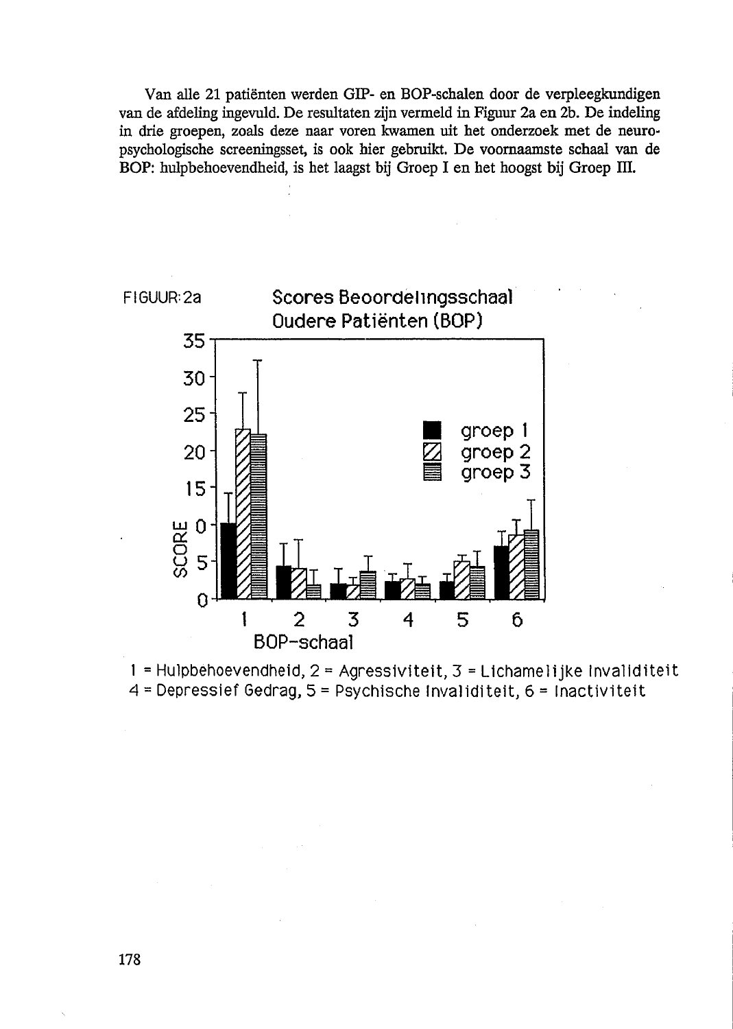Van alle 21 patiënten werden GIP- en BOP-schalen door de verpleegkundigen van de afdeling ingevuld. De resultaten zijn vermeld in Figuur 2a en 2b. De indeling in drie groepen, zoals deze naar voren kwamen uit het onderzoek met de neuropsychologische screeningsset, is ook hier gebruikt. De voornaamste schaal van de BOP: hulpbehoevendheid, is het laagst bij Groep I en het hoogst bij Groep III.

FIGUUR: 2a

Scores Beoordelingsschaal Oudere Patiënten (BOP)

35
30
25
20
15
10
5
0

SCORE

groep 1
groep 2
groep 3

1 2 3 4 5 6

BOP-schaal

1 = Hulpbehoevendheid, 2 = Agressiviteit, 3 = Lichamelijke Invaliditeit
4 = Depressief Gedrag, 5 = Psychische Invaliditeit, 6 = Inactiviteit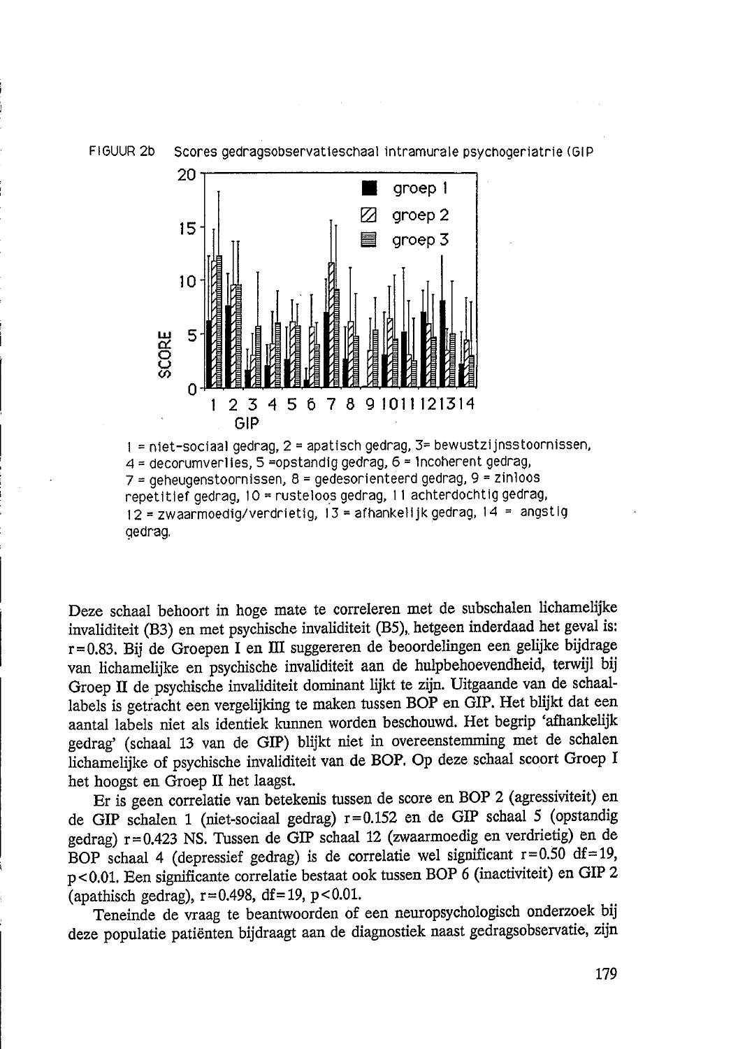FIGUUR 2b Scores gedragsobservatieschaal intramurale psychogeriatrie (GIP

20

15

10

5

0

SCORE

groep 1

groep 2

groep 3

1 2 3 4 5 6 7 8 9 10 11 12 13 14

GIP

1 = niet-sociaal gedrag, 2 = apatisch gedrag, 3= bewustzijnsstoornissen, 4 = decorumverlies, 5 =opstandig gedrag, 6 = incoherent gedrag, 7 = geheugenstoornissen, 8 = gedesorienteerd gedrag, 9 = zinloos repetitief gedrag, 10 = rusteloos gedrag, 11 achterdochtig gedrag, 12 = zwaarmoedig/verdrietig, 13 = afhankelijk gedrag, 14 = angstig gedrag.

Deze schaal behoort in hoge mate te correleren met de subschalen lichamelijke invaliditeit (B3) en met psychische invaliditeit (B5), hetgeen inderdaad het geval is: $r=0.83$. Bij de Groepen I en III suggereren de beoordelingen een gelijke bijdrage van lichamelijke en psychische invaliditeit aan de hulpbehoevendheid, terwijl bij Groep II de psychische invaliditeit dominant lijkt te zijn. Uitgaande van de schaallabels is getracht een vergelijking te maken tussen BOP en GIP. Het blijkt dat een aantal labels niet als identiek kunnen worden beschouwd. Het begrip 'afhankelijk gedrag' (schaal 13 van de GIP) blijkt niet in overeenstemming met de schalen lichamelijke of psychische invaliditeit van de BOP. Op deze schaal scoort Groep I het hoogst en Groep II het laagst.

Er is geen correlatie van betekenis tussen de score en BOP 2 (agressiviteit) en de GIP schalen 1 (niet-sociaal gedrag) $r=0.152$ en de GIP schaal 5 (opstandig gedrag) $r=0.423$ NS. Tussen de GIP schaal 12 (zwaarmoedig en verdrietig) en de BOP schaal 4 (depressief gedrag) is de correlatie wel significant $r=0.50$ $df=19$, $p<0.01$. Een significante correlatie bestaat ook tussen BOP 6 (inactiviteit) en GIP 2 (apathisch gedrag), $r=0.498$, $df=19$, $p<0.01$.

Teneinde de vraag te beantwoorden of een neuropsychologisch onderzoek bij deze populatie patiënten bijdraagt aan de diagnostiek naast gedragsobservatie, zijn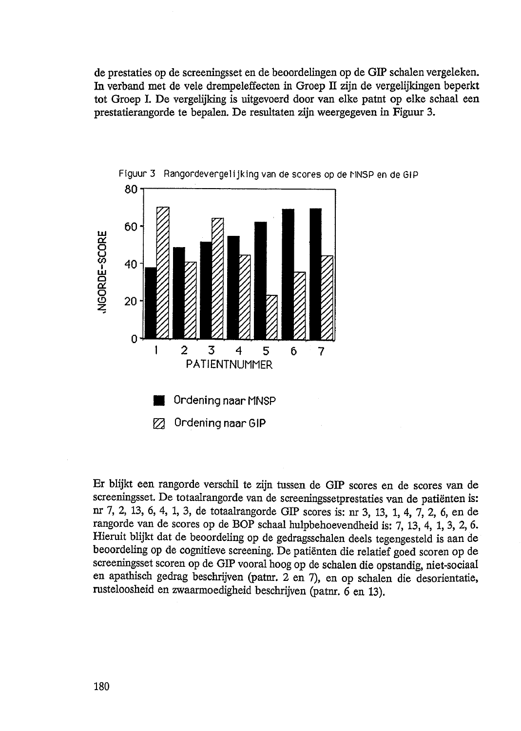de prestaties op de screeningsset en de beoordelingen op de GIP schalen vergeleken. In verband met de vele drempeleffecten in Groep II zijn de vergelijkingen beperkt tot Groep I. De vergelijking is uitgevoerd door van elke patnt op elke schaal een prestatierangorde te bepalen. De resultaten zijn weergegeven in Figuur 3.

Figuur 3 Rangordevergelijking van de scores op de MNSP en de GIP

80
60
40
20
0

,NGORDE-SCORE

1 2 3 4 5 6 7

PATIENTNUMMER

Ordening naar MNSP

Ordening naar GIP

Er blijkt een rangorde verschil te zijn tussen de GIP scores en de scores van de screeningsset. De totaalrangorde van de screeningssetprestaties van de patiënten is: nr 7, 2, 13, 6, 4, 1, 3, de totaalrangorde GIP scores is: nr 3, 13, 1, 4, 7, 2, 6, en de rangorde van de scores op de BOP schaal hulpbehoevendheid is: 7, 13, 4, 1, 3, 2, 6. Hieruit blijkt dat de beoordeling op de gedragsschalen deels tegengesteld is aan de beoordeling op de cognitieve screening. De patiënten die relatief goed scoren op de screeningsset scoren op de GIP vooral hoog op de schalen die opstandig, niet-sociaal en apathisch gedrag beschrijven (patnr. 2 en 7), en op schalen die desoriëntatie, rusteloosheid en zwaarmoedigheid beschrijven (patnr. 6 en 13).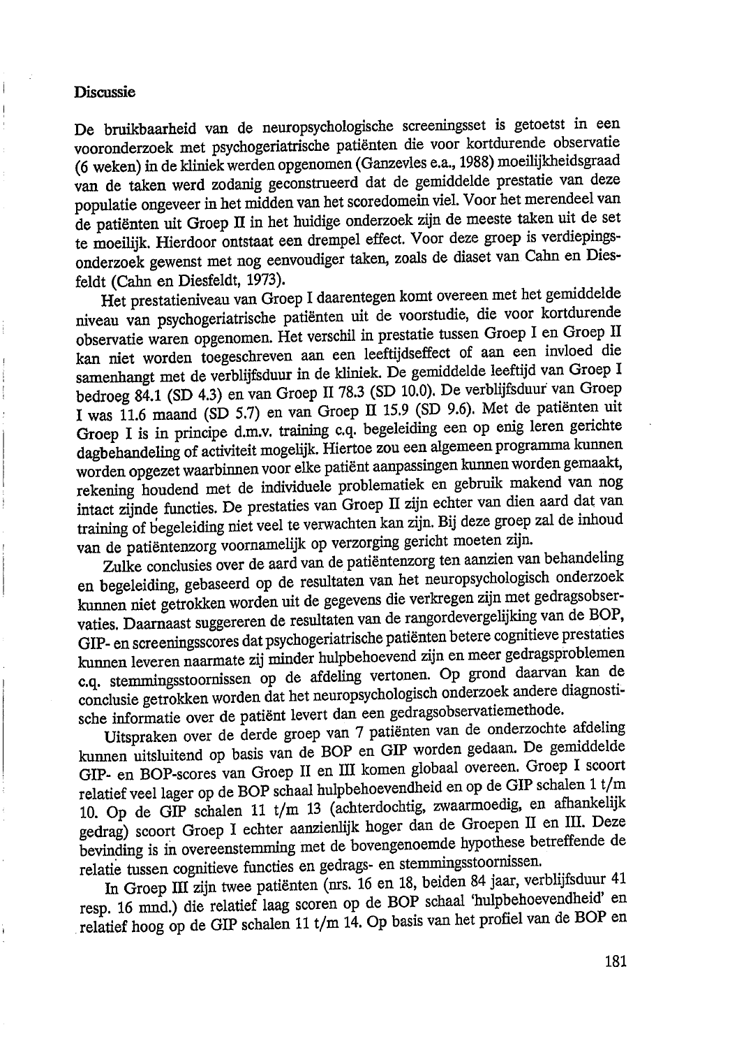## Discussie

De bruikbaarheid van de neuropsychologische screeningsset is getoetst in een vooronderzoek met psychogeriatrische patiënten die voor kortdurende observatie (6 weken) in de kliniek werden opgenomen (Ganzevles e.a., 1988) moeilijkheidsgraad van de taken werd zodanig geconstrueerd dat de gemiddelde prestatie van deze populatie ongeveer in het midden van het scoredomein viel. Voor het merendeel van de patiënten uit Groep II in het huidige onderzoek zijn de meeste taken uit de set te moeilijk. Hierdoor ontstaat een drempel effect. Voor deze groep is verdiepingsonderzoek gewenst met nog eenvoudiger taken, zoals de diaset van Cahn en Diesfeldt (Cahn en Diesfeldt, 1973).

Het prestatieniveau van Groep I daarentegen komt overeen met het gemiddelde niveau van psychogeriatrische patiënten uit de voorstudie, die voor kortdurende observatie waren opgenomen. Het verschil in prestatie tussen Groep I en Groep II kan niet worden toegeschreven aan een leeftijdseffect of aan een invloed die samenhangt met de verblijfsduur in de kliniek. De gemiddelde leeftijd van Groep I bedroeg 84.1 (SD 4.3) en van Groep II 78.3 (SD 10.0). De verblijfsduur van Groep I was 11.6 maand (SD 5.7) en van Groep II 15.9 (SD 9.6). Met de patiënten uit Groep I is in principe d.m.v. training c.q. begeleiding een op enig leren gerichte dagbehandeling of activiteit mogelijk. Hiertoe zou een algemeen programma kunnen worden opgezet waarbinnen voor elke patiënt aanpassingen kunnen worden gemaakt, rekening houdend met de individuele problematiek en gebruik makend van nog intact zijnde functies. De prestaties van Groep II zijn echter van dien aard dat van training of begeleiding niet veel te verwachten kan zijn. Bij deze groep zal de inhoud van de patiëntenzorg voornamelijk op verzorging gericht moeten zijn.

Zulke conclusies over de aard van de patiëntenzorg ten aanzien van behandeling en begeleiding, gebaseerd op de resultaten van het neuropsychologisch onderzoek kunnen niet getrokken worden uit de gegevens die verkregen zijn met gedragsobservaties. Daarnaast suggereren de resultaten van de rangordevergelijking van de BOP, GIP- en screeningsscores dat psychogeriatrische patiënten betere cognitieve prestaties kunnen leveren naarmate zij minder hulpbehoevend zijn en meer gedragsproblemen c.q. stemmingsstoornissen op de afdeling vertonen. Op grond daarvan kan de conclusie getrokken worden dat het neuropsychologisch onderzoek andere diagnostische informatie over de patiënt levert dan een gedragsobservatiemethode.

Uitspraken over de derde groep van 7 patiënten van de onderzochte afdeling kunnen uitsluitend op basis van de BOP en GIP worden gedaan. De gemiddelde GIP- en BOP-scores van Groep II en III komen globaal overeen. Groep I scoort relatief veel lager op de BOP schaal hulpbehoevendheid en op de GIP schalen 1 t/m 10. Op de GIP schalen 11 t/m 13 (achterdochtig, zwaarmoedig, en afhankelijk gedrag) scoort Groep I echter aanzienlijk hoger dan de Groepen II en III. Deze bevinding is in overeenstemming met de bovengenoemde hypothese betreffende de relatie tussen cognitieve functies en gedrags- en stemmingsstoornissen.

In Groep III zijn twee patiënten (nrs. 16 en 18, beiden 84 jaar, verblijfsduur 41 resp. 16 mnd.) die relatief laag scoren op de BOP schaal 'hulpbehoevendheid' en relatief hoog op de GIP schalen 11 t/m 14. Op basis van het profiel van de BOP en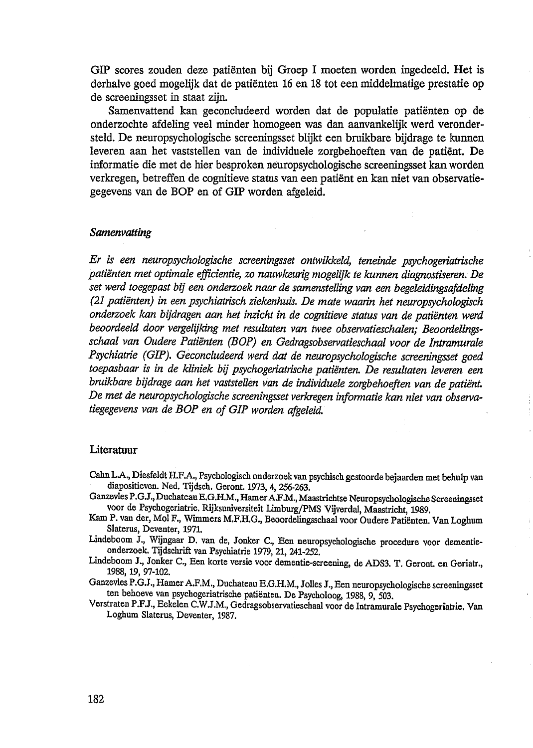GIP scores zouden deze patiënten bij Groep I moeten worden ingedeeld. Het is derhalve goed mogelijk dat de patiënten 16 en 18 tot een middelmatige prestatie op de screeningsset in staat zijn.

Samenvattend kan geconcludeerd worden dat de populatie patiënten op de onderzochte afdeling veel minder homogeen was dan aanvankelijk werd verondersteld. De neuropsychologische screeningsset blijkt een bruikbare bijdrage te kunnen leveren aan het vaststellen van de individuele zorgbehoeften van de patiënt. De informatie die met de hier besproken neuropsychologische screeningsset kan worden verkregen, betreffen de cognitieve status van een patiënt en kan niet van observatiegegevens van de BOP en of GIP worden afgeleid.

## *Samenvatting*

*Er is een neuropsychologische screeningsset ontwikkeld, teneinde psychogeriatrische patiënten met optimale efficiëntie, zo nauwkeurig mogelijk te kunnen diagnostiseren. De set werd toegepast bij een onderzoek naar de samenstelling van een begeleidingsafdeling (21 patiënten) in een psychiatrisch ziekenhuis. De mate waarin het neuropsychologisch onderzoek kan bijdragen aan het inzicht in de cognitieve status van de patiënten werd beoordeeld door vergelijking met resultaten van twee observatieschalen; Beoordelingsschaal van Oudere Patiënten (BOP) en Gedragsobservatieschaal voor de Intramurale Psychiatrie (GIP). Geconcludeerd werd dat de neuropsychologische screeningsset goed toepasbaar is in de kliniek bij psychogeriatrische patiënten. De resultaten leveren een bruikbare bijdrage aan het vaststellen van de individuele zorgbehoeften van de patiënt. De met de neuropsychologische screeningsset verkregen informatie kan niet van observatiegegevens van de BOP en of GIP worden afgeleid.*

## Literatuur

Cahn L.A., Diesfeldt H.F.A., Psychologisch onderzoek van psychisch gestoorde bejaarden met behulp van diapositieven. Ned. Tijdsch. Geront. 1973, 4, 256-263.

Ganzevles P.G.J., Duchateau E.G.H.M., Hamer A.F.M., Maastrichtse Neuropsychologische Screeningsset voor de Psychogeriatrie. Rijksuniversiteit Limburg/PMS Vijverdal, Maastricht, 1989.

Kam P. van der, Mol F., Wimmers M.F.H.G., Beoordelingsschaal voor Oudere Patiënten. Van Loghum Slaterus, Deventer, 1971.

Lindeboom J., Wijngaar D. van de, Jonker C., Een neuropsychologische procedure voor dementieonderzoek. Tijdschrift van Psychiatrie 1979, 21, 241-252.

Lindeboom J., Jonker C., Een korte versie voor dementie-screening, de ADS3. T. Geront. en Geriatr., 1988, 19, 97-102.

Ganzevles P.G.J., Hamer A.F.M., Duchateau E.G.H.M., Jolles J., Een neuropsychologische screeningsset ten behoeve van psychogeriatrische patiënten. De Psycholoog, 1988, 9, 503.

Verstraten P.F.J., Eekelen C.W.J.M., Gedragsobservatieschaal voor de Intramurale Psychogeriatrie. Van Loghum Slaterus, Deventer, 1987.